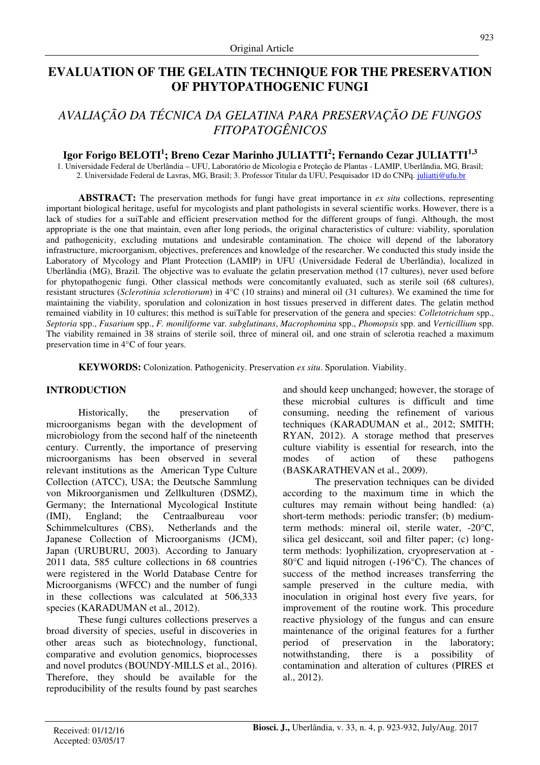Original Article

# EVALUATION OF THE GELATIN TECHNIQUE FOR THE PRESERVATION OF PHYTOPATHOGENIC FUNGI

## *AVALIAÇÃO DA TÉCNICA DA GELATINA PARA PRESERVAÇÃO DE FUNGOS FITOPATOGÊNICOS*

**Igor Forigo BELOTI[1]; Breno Cezar Marinho JULIATTI[2]; Fernando Cezar JULIATTI[1,3]**

1. Universidade Federal de Uberlândia – UFU, Laboratório de Micologia e Proteção de Plantas - LAMIP, Uberlândia, MG, Brasil; 2. Universidade Federal de Lavras, MG, Brasil; 3. Professor Titular da UFU, Pesquisador 1D do CNPq. juliatti@ufu.br

**ABSTRACT:** The preservation methods for fungi have great importance in *ex situ* collections, representing important biological heritage, useful for mycologists and plant pathologists in several scientific works. However, there is a lack of studies for a suiTable and efficient preservation method for the different groups of fungi. Although, the most appropriate is the one that maintain, even after long periods, the original characteristics of culture: viability, sporulation and pathogenicity, excluding mutations and undesirable contamination. The choice will depend of the laboratory infrastructure, microorganism, objectives, preferences and knowledge of the researcher. We conducted this study inside the Laboratory of Mycology and Plant Protection (LAMIP) in UFU (Universidade Federal de Uberlândia), localized in Uberlândia (MG), Brazil. The objective was to evaluate the gelatin preservation method (17 cultures), never used before for phytopathogenic fungi. Other classical methods were concomitantly evaluated, such as sterile soil (68 cultures), resistant structures (*Sclerotinia sclerotiorum*) in 4°C (10 strains) and mineral oil (31 cultures). We examined the time for maintaining the viability, sporulation and colonization in host tissues preserved in different dates. The gelatin method remained viability in 10 cultures; this method is suiTable for preservation of the genera and species: *Colletotrichum* spp., *Septoria* spp., *Fusarium* spp., *F. moniliforme* var. *subglutinans*, *Macrophomina* spp., *Phomopsis* spp. and *Verticillium* spp. The viability remained in 38 strains of sterile soil, three of mineral oil, and one strain of sclerotia reached a maximum preservation time in 4°C of four years.

**KEYWORDS:** Colonization. Pathogenicity. Preservation *ex situ*. Sporulation. Viability.

## INTRODUCTION

Historically, the preservation of microorganisms began with the development of microbiology from the second half of the nineteenth century. Currently, the importance of preserving microorganisms has been observed in several relevant institutions as the American Type Culture Collection (ATCC), USA; the Deutsche Sammlung von Mikroorganismen und Zellkulturen (DSMZ), Germany; the International Mycological Institute (IMI), England; the Centraalbureau voor Schimmelcultures (CBS), Netherlands and the Japanese Collection of Microorganisms (JCM), Japan (URUBURU, 2003). According to January 2011 data, 585 culture collections in 68 countries were registered in the World Database Centre for Microorganisms (WFCC) and the number of fungi in these collections was calculated at 506,333 species (KARADUMAN et al., 2012).

These fungi cultures collections preserves a broad diversity of species, useful in discoveries in other areas such as biotechnology, functional, comparative and evolution genomics, bioprocesses and novel produtcs (BOUNDY-MILLS et al., 2016). Therefore, they should be available for the reproducibility of the results found by past searches and should keep unchanged; however, the storage of these microbial cultures is difficult and time consuming, needing the refinement of various techniques (KARADUMAN et al., 2012; SMITH; RYAN, 2012). A storage method that preserves culture viability is essential for research, into the modes of action of these pathogens (BASKARATHEVAN et al., 2009).

The preservation techniques can be divided according to the maximum time in which the cultures may remain without being handled: (a) short-term methods: periodic transfer; (b) medium-term methods: mineral oil, sterile water, -20°C, silica gel desiccant, soil and filter paper; (c) long-term methods: lyophilization, cryopreservation at -80°C and liquid nitrogen (-196°C). The chances of success of the method increases transferring the sample preserved in the culture media, with inoculation in original host every five years, for improvement of the routine work. This procedure reactive physiology of the fungus and can ensure maintenance of the original features for a further period of preservation in the laboratory; notwithstanding, there is a possibility of contamination and alteration of cultures (PIRES et al., 2012).

Received: 01/12/16
Accepted: 03/05/17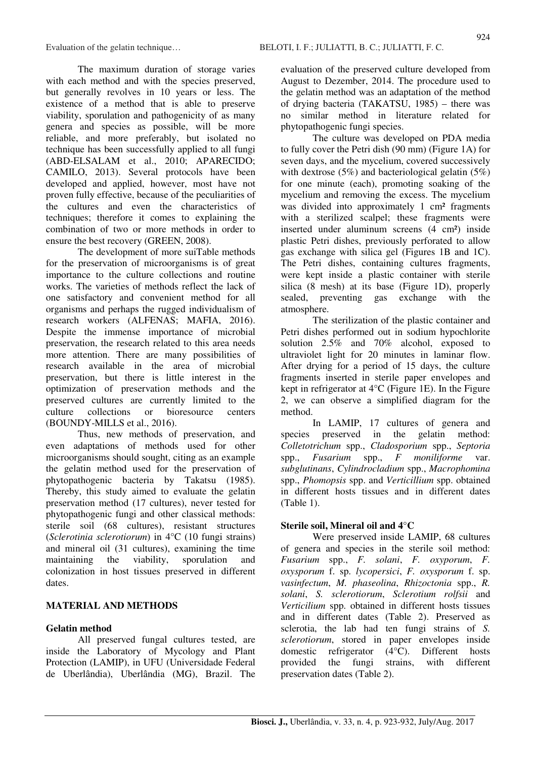The maximum duration of storage varies with each method and with the species preserved, but generally revolves in 10 years or less. The existence of a method that is able to preserve viability, sporulation and pathogenicity of as many genera and species as possible, will be more reliable, and more preferably, but isolated no technique has been successfully applied to all fungi (ABD-ELSALAM et al., 2010; APARECIDO; CAMILO, 2013). Several protocols have been developed and applied, however, most have not proven fully effective, because of the peculiarities of the cultures and even the characteristics of techniques; therefore it comes to explaining the combination of two or more methods in order to ensure the best recovery (GREEN, 2008).

The development of more suiTable methods for the preservation of microorganisms is of great importance to the culture collections and routine works. The varieties of methods reflect the lack of one satisfactory and convenient method for all organisms and perhaps the rugged individualism of research workers (ALFENAS; MAFIA, 2016). Despite the immense importance of microbial preservation, the research related to this area needs more attention. There are many possibilities of research available in the area of microbial preservation, but there is little interest in the optimization of preservation methods and the preserved cultures are currently limited to the culture collections or bioresource centers (BOUNDY-MILLS et al., 2016).

Thus, new methods of preservation, and even adaptations of methods used for other microorganisms should sought, citing as an example the gelatin method used for the preservation of phytopathogenic bacteria by Takatsu (1985). Thereby, this study aimed to evaluate the gelatin preservation method (17 cultures), never tested for phytopathogenic fungi and other classical methods: sterile soil (68 cultures), resistant structures (*Sclerotinia sclerotiorum*) in 4°C (10 fungi strains) and mineral oil (31 cultures), examining the time maintaining the viability, sporulation and colonization in host tissues preserved in different dates.

## MATERIAL AND METHODS

### Gelatin method

All preserved fungal cultures tested, are inside the Laboratory of Mycology and Plant Protection (LAMIP), in UFU (Universidade Federal de Uberlândia), Uberlândia (MG), Brazil. The evaluation of the preserved culture developed from August to Dezember, 2014. The procedure used to the gelatin method was an adaptation of the method of drying bacteria (TAKATSU, 1985) – there was no similar method in literature related for phytopathogenic fungi species.

The culture was developed on PDA media to fully cover the Petri dish (90 mm) (Figure 1A) for seven days, and the mycelium, covered successively with dextrose (5%) and bacteriological gelatin (5%) for one minute (each), promoting soaking of the mycelium and removing the excess. The mycelium was divided into approximately 1 cm² fragments with a sterilized scalpel; these fragments were inserted under aluminum screens (4 cm²) inside plastic Petri dishes, previously perforated to allow gas exchange with silica gel (Figures 1B and 1C). The Petri dishes, containing cultures fragments, were kept inside a plastic container with sterile silica (8 mesh) at its base (Figure 1D), properly sealed, preventing gas exchange with the atmosphere.

The sterilization of the plastic container and Petri dishes performed out in sodium hypochlorite solution 2.5% and 70% alcohol, exposed to ultraviolet light for 20 minutes in laminar flow. After drying for a period of 15 days, the culture fragments inserted in sterile paper envelopes and kept in refrigerator at 4°C (Figure 1E). In the Figure 2, we can observe a simplified diagram for the method.

In LAMIP, 17 cultures of genera and species preserved in the gelatin method: *Colletotrichum* spp., *Cladosporium* spp., *Septoria* spp., *Fusarium* spp., *F moniliforme* var. *subglutinans*, *Cylindrocladium* spp., *Macrophomina* spp., *Phomopsis* spp. and *Verticillium* spp. obtained in different hosts tissues and in different dates (Table 1).

### Sterile soil, Mineral oil and 4°C

Were preserved inside LAMIP, 68 cultures of genera and species in the sterile soil method: *Fusarium* spp., *F. solani*, *F. oxyporum*, *F. oxysporum* f. sp. *lycopersici*, *F. oxysporum* f. sp. *vasinfectum*, *M. phaseolina*, *Rhizoctonia* spp., *R. solani*, *S. sclerotiorum*, *Sclerotium rolfsii* and *Verticilium* spp. obtained in different hosts tissues and in different dates (Table 2). Preserved as sclerotia, the lab had ten fungi strains of *S. sclerotiorum*, stored in paper envelopes inside domestic refrigerator (4°C). Different hosts provided the fungi strains, with different preservation dates (Table 2).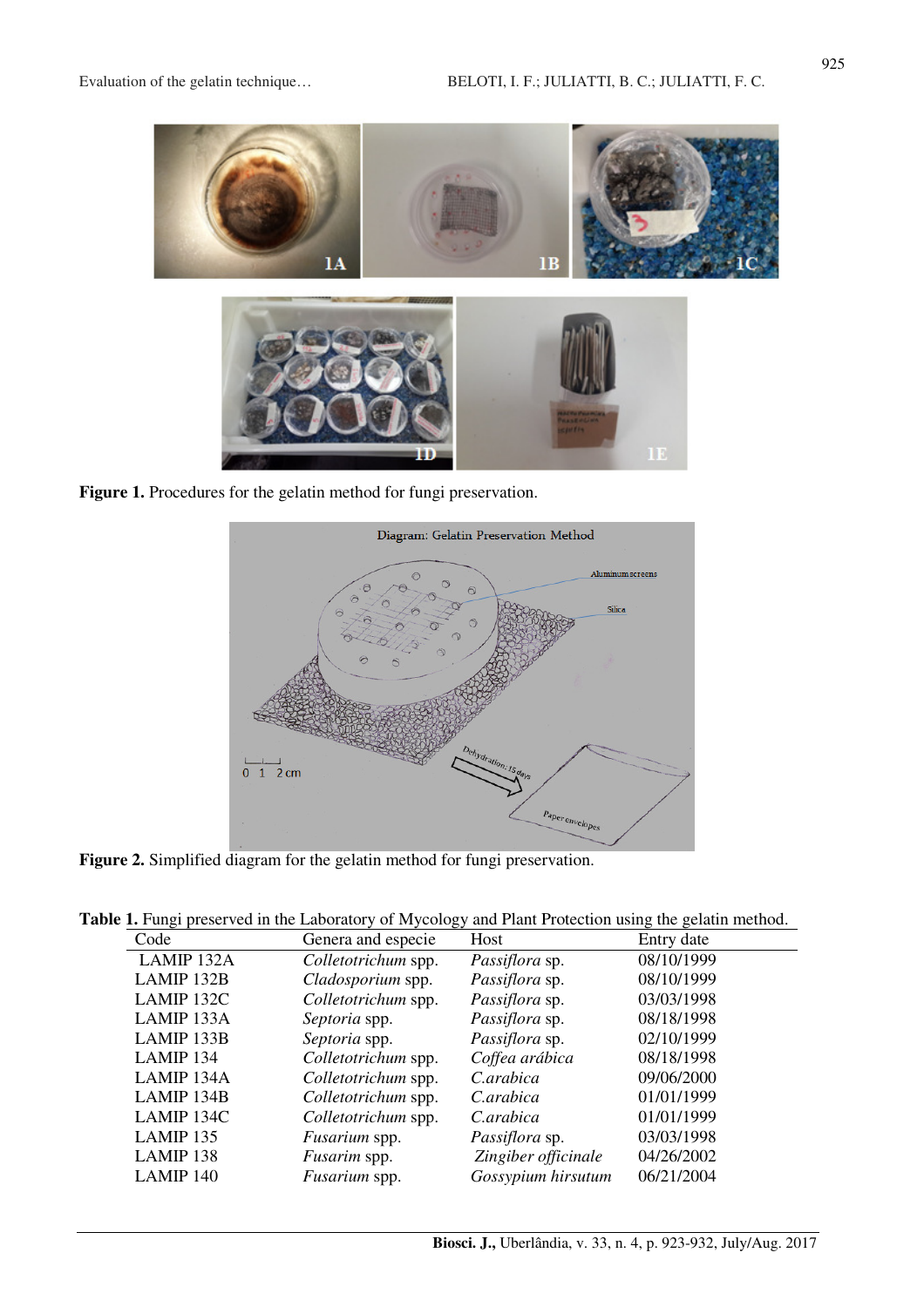Figure 1. Procedures for the gelatin method for fungi preservation.

Figure 2. Simplified diagram for the gelatin method for fungi preservation.

**Table 1.** Fungi preserved in the Laboratory of Mycology and Plant Protection using the gelatin method.

| Code | Genera and especie | Host | Entry date |
|---|---|---|---|
| LAMIP 132A | *Colletotrichum* spp. | *Passiflora* sp. | 08/10/1999 |
| LAMIP 132B | *Cladosporium* spp. | *Passiflora* sp. | 08/10/1999 |
| LAMIP 132C | *Colletotrichum* spp. | *Passiflora* sp. | 03/03/1998 |
| LAMIP 133A | *Septoria* spp. | *Passiflora* sp. | 08/18/1998 |
| LAMIP 133B | *Septoria* spp. | *Passiflora* sp. | 02/10/1999 |
| LAMIP 134 | *Colletotrichum* spp. | *Coffea arábica* | 08/18/1998 |
| LAMIP 134A | *Colletotrichum* spp. | *C.arabica* | 09/06/2000 |
| LAMIP 134B | *Colletotrichum* spp. | *C.arabica* | 01/01/1999 |
| LAMIP 134C | *Colletotrichum* spp. | *C.arabica* | 01/01/1999 |
| LAMIP 135 | *Fusarium* spp. | *Passiflora* sp. | 03/03/1998 |
| LAMIP 138 | *Fusarim* spp. | *Zingiber officinale* | 04/26/2002 |
| LAMIP 140 | *Fusarium* spp. | *Gossypium hirsutum* | 06/21/2004 |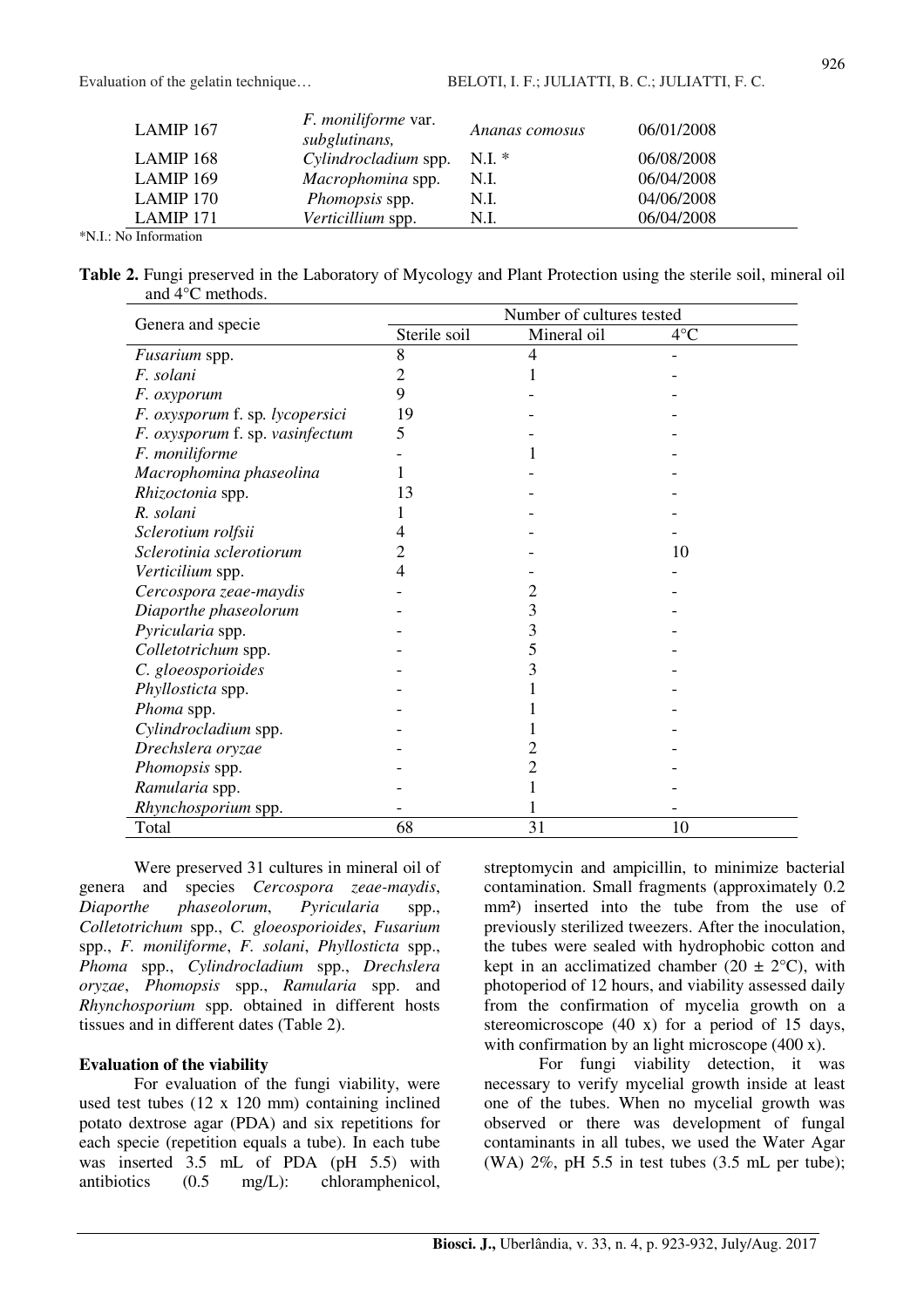| LAMIP 167 | *F. moniliforme* var. *subglutinans,* | *Ananas comosus* | 06/01/2008 |
|---|---|---|---|
| LAMIP 168 | *Cylindrocladium* spp. | N.I. * | 06/08/2008 |
| LAMIP 169 | *Macrophomina* spp. | N.I. | 06/04/2008 |
| LAMIP 170 | *Phomopsis* spp. | N.I. | 04/06/2008 |
| LAMIP 171 | *Verticillium* spp. | N.I. | 06/04/2008 |

*N.I.: No Information

**Table 2.** Fungi preserved in the Laboratory of Mycology and Plant Protection using the sterile soil, mineral oil and 4°C methods.

| Genera and specie | Number of cultures tested | | |
|---|---|---|---|
| | Sterile soil | Mineral oil | 4°C |
| *Fusarium* spp. | 8 | 4 | - |
| *F. solani* | 2 | 1 | - |
| *F. oxyporum* | 9 | - | - |
| *F. oxysporum* f. sp. *lycopersici* | 19 | - | - |
| *F. oxysporum* f. sp. *vasinfectum* | 5 | - | - |
| *F. moniliforme* | - | 1 | - |
| *Macrophomina phaseolina* | 1 | - | - |
| *Rhizoctonia* spp. | 13 | - | - |
| *R. solani* | 1 | - | - |
| *Sclerotium rolfsii* | 4 | - | - |
| *Sclerotinia sclerotiorum* | 2 | - | 10 |
| *Verticilium* spp. | 4 | - | - |
| *Cercospora zeae-maydis* | - | 2 | - |
| *Diaporthe phaseolorum* | - | 3 | - |
| *Pyricularia* spp. | - | 3 | - |
| *Colletotrichum* spp. | - | 5 | - |
| *C. gloeosporioides* | - | 3 | - |
| *Phyllosticta* spp. | - | 1 | - |
| *Phoma* spp. | - | 1 | - |
| *Cylindrocladium* spp. | - | 1 | - |
| *Drechslera oryzae* | - | 2 | - |
| *Phomopsis* spp. | - | 2 | - |
| *Ramularia* spp. | - | 1 | - |
| *Rhynchosporium* spp. | - | 1 | - |
| Total | 68 | 31 | 10 |

Were preserved 31 cultures in mineral oil of genera and species *Cercospora zeae-maydis*, *Diaporthe phaseolorum*, *Pyricularia* spp., *Colletotrichum* spp., *C. gloeosporioides*, *Fusarium* spp., *F. moniliforme*, *F. solani*, *Phyllosticta* spp., *Phoma* spp., *Cylindrocladium* spp., *Drechslera oryzae*, *Phomopsis* spp., *Ramularia* spp. and *Rhynchosporium* spp. obtained in different hosts tissues and in different dates (Table 2).

**Evaluation of the viability**

For evaluation of the fungi viability, were used test tubes (12 x 120 mm) containing inclined potato dextrose agar (PDA) and six repetitions for each specie (repetition equals a tube). In each tube was inserted 3.5 mL of PDA (pH 5.5) with antibiotics (0.5 mg/L): chloramphenicol, streptomycin and ampicillin, to minimize bacterial contamination. Small fragments (approximately 0.2 mm²) inserted into the tube from the use of previously sterilized tweezers. After the inoculation, the tubes were sealed with hydrophobic cotton and kept in an acclimatized chamber (20 ± 2°C), with photoperiod of 12 hours, and viability assessed daily from the confirmation of mycelia growth on a stereomicroscope (40 x) for a period of 15 days, with confirmation by an light microscope (400 x).

For fungi viability detection, it was necessary to verify mycelial growth inside at least one of the tubes. When no mycelial growth was observed or there was development of fungal contaminants in all tubes, we used the Water Agar (WA) 2%, pH 5.5 in test tubes (3.5 mL per tube);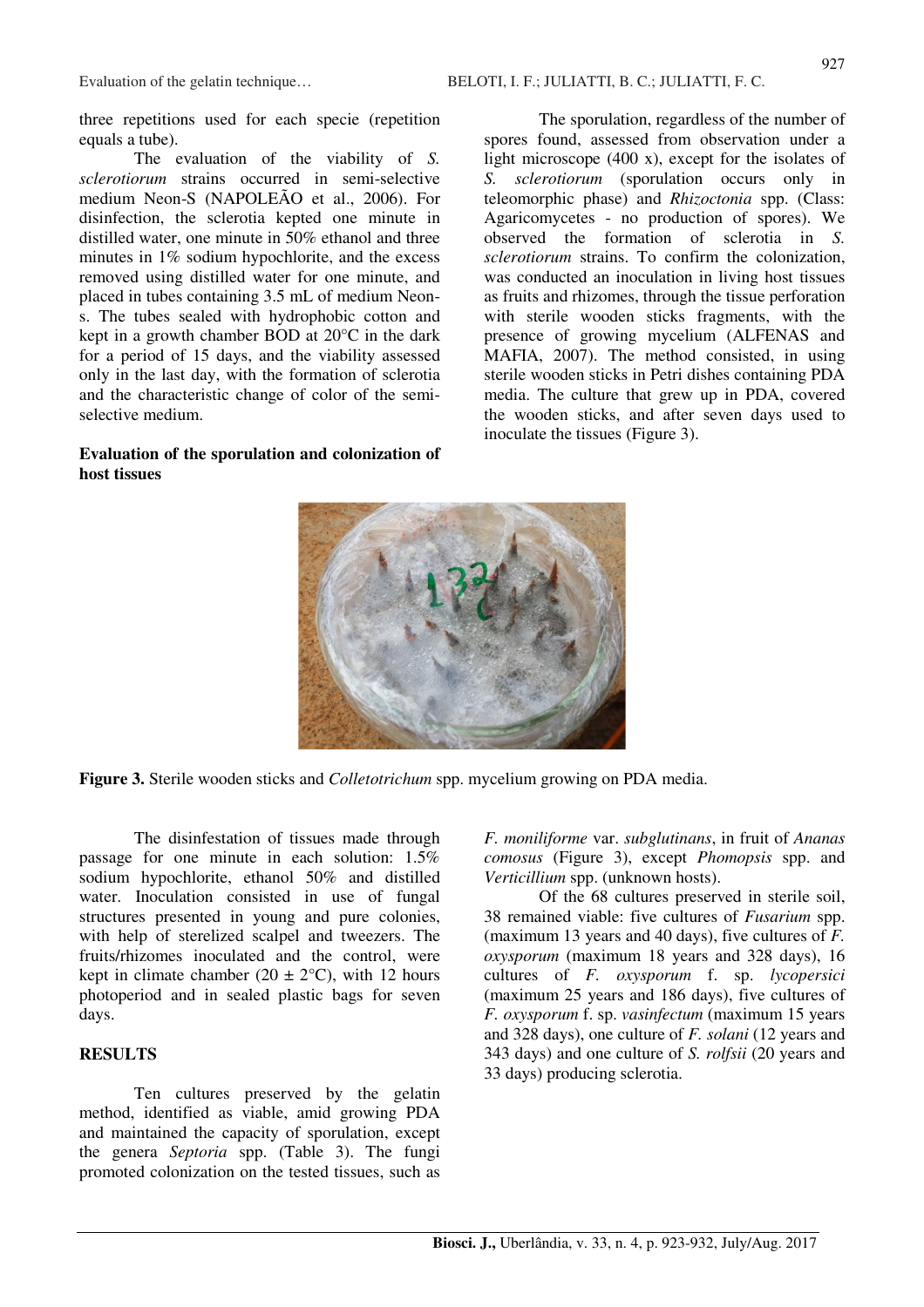three repetitions used for each specie (repetition equals a tube).

The evaluation of the viability of *S. sclerotiorum* strains occurred in semi-selective medium Neon-S (NAPOLEÃO et al., 2006). For disinfection, the sclerotia kepted one minute in distilled water, one minute in 50% ethanol and three minutes in 1% sodium hypochlorite, and the excess removed using distilled water for one minute, and placed in tubes containing 3.5 mL of medium Neon-s. The tubes sealed with hydrophobic cotton and kept in a growth chamber BOD at 20°C in the dark for a period of 15 days, and the viability assessed only in the last day, with the formation of sclerotia and the characteristic change of color of the semi-selective medium.

**Evaluation of the sporulation and colonization of host tissues**

The sporulation, regardless of the number of spores found, assessed from observation under a light microscope (400 x), except for the isolates of *S. sclerotiorum* (sporulation occurs only in teleomorphic phase) and *Rhizoctonia* spp. (Class: Agaricomycetes - no production of spores). We observed the formation of sclerotia in *S. sclerotiorum* strains. To confirm the colonization, was conducted an inoculation in living host tissues as fruits and rhizomes, through the tissue perforation with sterile wooden sticks fragments, with the presence of growing mycelium (ALFENAS and MAFIA, 2007). The method consisted, in using sterile wooden sticks in Petri dishes containing PDA media. The culture that grew up in PDA, covered the wooden sticks, and after seven days used to inoculate the tissues (Figure 3).

**Figure 3.** Sterile wooden sticks and *Colletotrichum* spp. mycelium growing on PDA media.

The disinfestation of tissues made through passage for one minute in each solution: 1.5% sodium hypochlorite, ethanol 50% and distilled water. Inoculation consisted in use of fungal structures presented in young and pure colonies, with help of sterelized scalpel and tweezers. The fruits/rhizomes inoculated and the control, were kept in climate chamber (20 ± 2°C), with 12 hours photoperiod and in sealed plastic bags for seven days.

## RESULTS

Ten cultures preserved by the gelatin method, identified as viable, amid growing PDA and maintained the capacity of sporulation, except the genera *Septoria* spp. (Table 3). The fungi promoted colonization on the tested tissues, such as *F. moniliforme* var. *subglutinans*, in fruit of *Ananas comosus* (Figure 3), except *Phomopsis* spp. and *Verticillium* spp. (unknown hosts).

Of the 68 cultures preserved in sterile soil, 38 remained viable: five cultures of *Fusarium* spp. (maximum 13 years and 40 days), five cultures of *F. oxysporum* (maximum 18 years and 328 days), 16 cultures of *F. oxysporum* f. sp. *lycopersici* (maximum 25 years and 186 days), five cultures of *F. oxysporum* f. sp. *vasinfectum* (maximum 15 years and 328 days), one culture of *F. solani* (12 years and 343 days) and one culture of *S. rolfsii* (20 years and 33 days) producing sclerotia.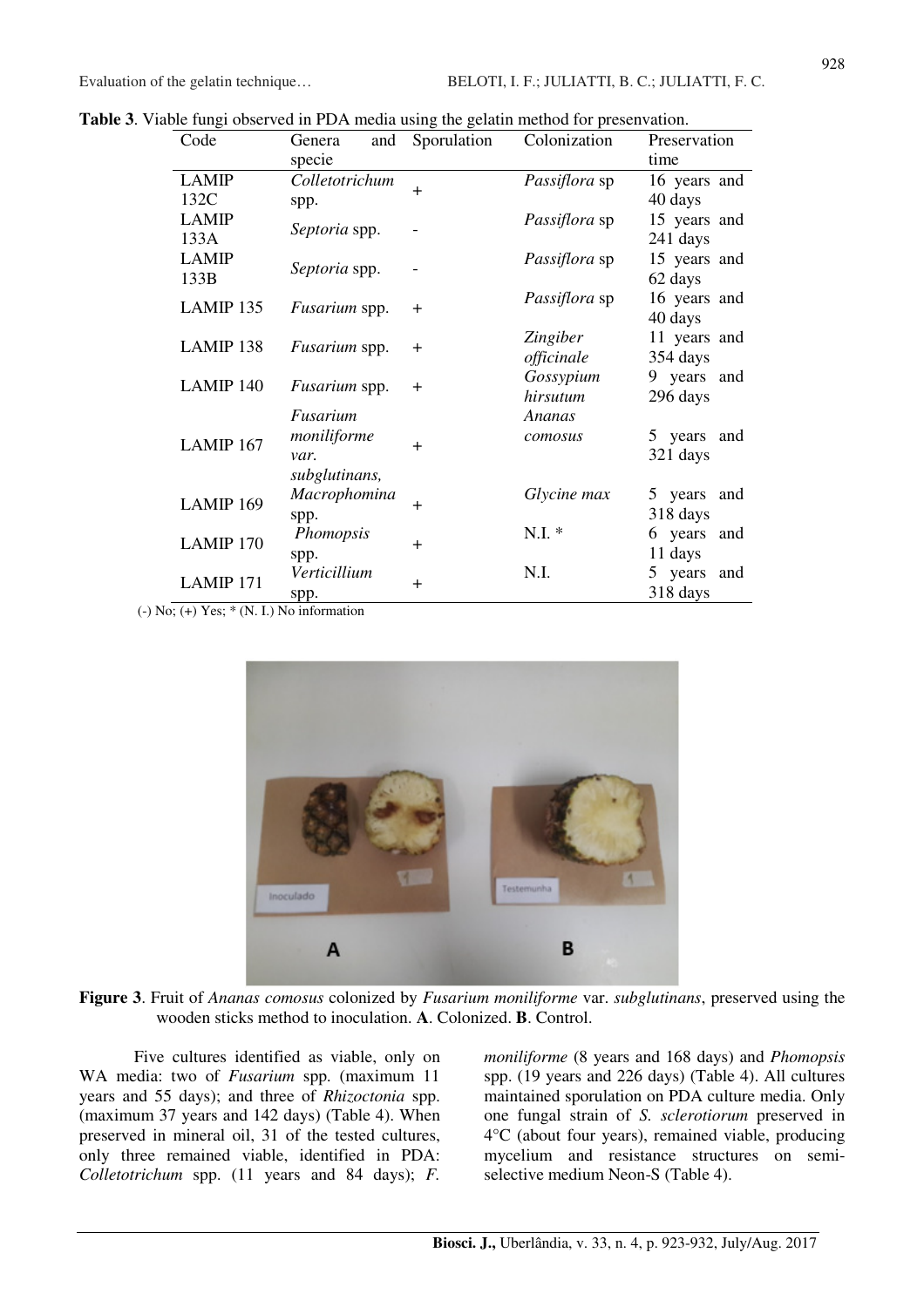**Table 3**. Viable fungi observed in PDA media using the gelatin method for presenvation.

| Code | Genera and specie | Sporulation | Colonization | Preservation time |
|---|---|---|---|---|
| LAMIP 132C | *Colletotrichum* spp. | + | *Passiflora* sp | 16 years and 40 days |
| LAMIP 133A | *Septoria* spp. | - | *Passiflora* sp | 15 years and 241 days |
| LAMIP 133B | *Septoria* spp. | - | *Passiflora* sp | 15 years and 62 days |
| LAMIP 135 | *Fusarium* spp. | + | *Passiflora* sp | 16 years and 40 days |
| LAMIP 138 | *Fusarium* spp. | + | *Zingiber officinale* | 11 years and 354 days |
| LAMIP 140 | *Fusarium* spp. | + | *Gossypium hirsutum* | 9 years and 296 days |
| LAMIP 167 | *Fusarium moniliforme var. subglutinans,* | + | *Ananas comosus* | 5 years and 321 days |
| LAMIP 169 | *Macrophomina* spp. | + | *Glycine max* | 5 years and 318 days |
| LAMIP 170 | *Phomopsis* spp. | + | N.I. * | 6 years and 11 days |
| LAMIP 171 | *Verticillium* spp. | + | N.I. | 5 years and 318 days |

(-) No; (+) Yes; * (N. I.) No information

**Figure 3**. Fruit of *Ananas comosus* colonized by *Fusarium moniliforme* var. *subglutinans*, preserved using the wooden sticks method to inoculation. **A**. Colonized. **B**. Control.

Five cultures identified as viable, only on WA media: two of *Fusarium* spp. (maximum 11 years and 55 days); and three of *Rhizoctonia* spp. (maximum 37 years and 142 days) (Table 4). When preserved in mineral oil, 31 of the tested cultures, only three remained viable, identified in PDA: *Colletotrichum* spp. (11 years and 84 days); *F. moniliforme* (8 years and 168 days) and *Phomopsis* spp. (19 years and 226 days) (Table 4). All cultures maintained sporulation on PDA culture media. Only one fungal strain of *S. sclerotiorum* preserved in 4°C (about four years), remained viable, producing mycelium and resistance structures on semi-selective medium Neon-S (Table 4).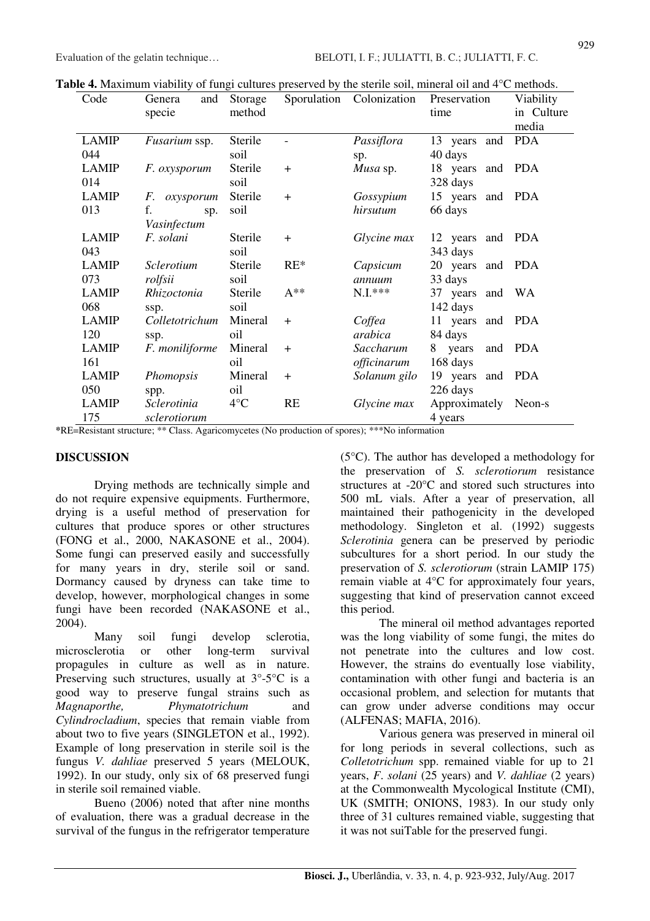**Table 4.** Maximum viability of fungi cultures preserved by the sterile soil, mineral oil and 4°C methods.

| Code | Genera and specie | Storage method | Sporulation | Colonization | Preservation time | Viability in Culture media |
|---|---|---|---|---|---|---|
| LAMIP 044 | *Fusarium* ssp. | Sterile soil | - | *Passiflora* sp. | 13 years and 40 days | PDA |
| LAMIP 014 | *F. oxysporum* | Sterile soil | + | *Musa* sp. | 18 years and 328 days | PDA |
| LAMIP 013 | *F. oxysporum* f. sp. *Vasinfectum* | Sterile soil | + | *Gossypium hirsutum* | 15 years and 66 days | PDA |
| LAMIP 043 | *F. solani* | Sterile soil | + | *Glycine max* | 12 years and 343 days | PDA |
| LAMIP 073 | *Sclerotium rolfsii* | Sterile soil | RE* | *Capsicum annuum* | 20 years and 33 days | PDA |
| LAMIP 068 | *Rhizoctonia* ssp. | Sterile soil | A** | N.I.*** | 37 years and 142 days | WA |
| LAMIP 120 | *Colletotrichum* ssp. | Mineral oil | + | *Coffea arabica* | 11 years and 84 days | PDA |
| LAMIP 161 | *F. moniliforme* | Mineral oil | + | *Saccharum officinarum* | 8 years and 168 days | PDA |
| LAMIP 050 | *Phomopsis* spp. | Mineral oil | + | *Solanum gilo* | 19 years and 226 days | PDA |
| LAMIP 175 | *Sclerotinia sclerotiorum* | 4°C | RE | *Glycine max* | Approximately 4 years | Neon-s |

*RE=Resistant structure; ** Class. Agaricomycetes (No production of spores); ***No information

## DISCUSSION

Drying methods are technically simple and do not require expensive equipments. Furthermore, drying is a useful method of preservation for cultures that produce spores or other structures (FONG et al., 2000, NAKASONE et al., 2004). Some fungi can preserved easily and successfully for many years in dry, sterile soil or sand. Dormancy caused by dryness can take time to develop, however, morphological changes in some fungi have been recorded (NAKASONE et al., 2004).

Many soil fungi develop sclerotia, microsclerotia or other long-term survival propagules in culture as well as in nature. Preserving such structures, usually at 3°-5°C is a good way to preserve fungal strains such as *Magnaporthe, Phymatotrichum* and *Cylindrocladium*, species that remain viable from about two to five years (SINGLETON et al., 1992). Example of long preservation in sterile soil is the fungus *V. dahliae* preserved 5 years (MELOUK, 1992). In our study, only six of 68 preserved fungi in sterile soil remained viable.

Bueno (2006) noted that after nine months of evaluation, there was a gradual decrease in the survival of the fungus in the refrigerator temperature (5°C). The author has developed a methodology for the preservation of *S. sclerotiorum* resistance structures at -20°C and stored such structures into 500 mL vials. After a year of preservation, all maintained their pathogenicity in the developed methodology. Singleton et al. (1992) suggests *Sclerotinia* genera can be preserved by periodic subcultures for a short period. In our study the preservation of *S. sclerotiorum* (strain LAMIP 175) remain viable at 4°C for approximately four years, suggesting that kind of preservation cannot exceed this period.

The mineral oil method advantages reported was the long viability of some fungi, the mites do not penetrate into the cultures and low cost. However, the strains do eventually lose viability, contamination with other fungi and bacteria is an occasional problem, and selection for mutants that can grow under adverse conditions may occur (ALFENAS; MAFIA, 2016).

Various genera was preserved in mineral oil for long periods in several collections, such as *Colletotrichum* spp. remained viable for up to 21 years, *F. solani* (25 years) and *V. dahliae* (2 years) at the Commonwealth Mycological Institute (CMI), UK (SMITH; ONIONS, 1983). In our study only three of 31 cultures remained viable, suggesting that it was not suiTable for the preserved fungi.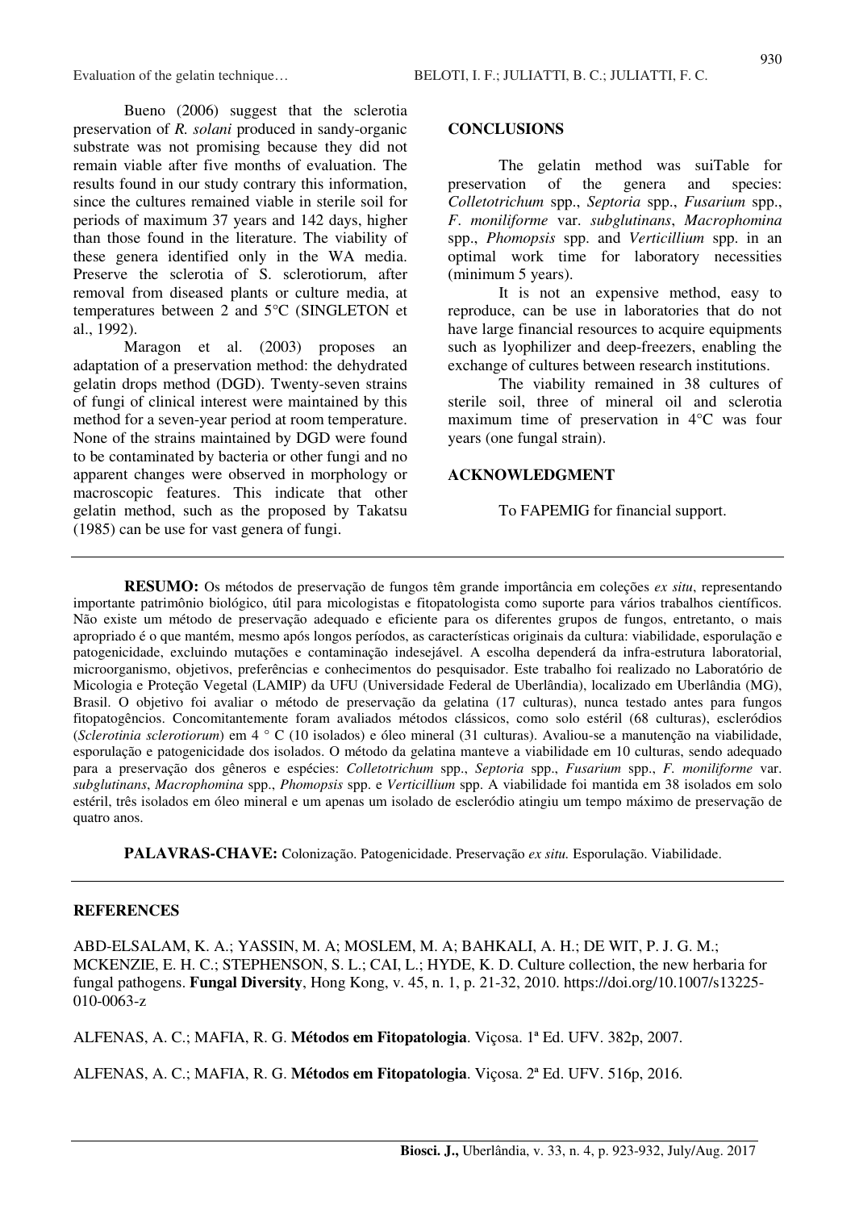Bueno (2006) suggest that the sclerotia preservation of *R. solani* produced in sandy-organic substrate was not promising because they did not remain viable after five months of evaluation. The results found in our study contrary this information, since the cultures remained viable in sterile soil for periods of maximum 37 years and 142 days, higher than those found in the literature. The viability of these genera identified only in the WA media. Preserve the sclerotia of S. sclerotiorum, after removal from diseased plants or culture media, at temperatures between 2 and 5°C (SINGLETON et al., 1992).

Maragon et al. (2003) proposes an adaptation of a preservation method: the dehydrated gelatin drops method (DGD). Twenty-seven strains of fungi of clinical interest were maintained by this method for a seven-year period at room temperature. None of the strains maintained by DGD were found to be contaminated by bacteria or other fungi and no apparent changes were observed in morphology or macroscopic features. This indicate that other gelatin method, such as the proposed by Takatsu (1985) can be use for vast genera of fungi.

## CONCLUSIONS

The gelatin method was suiTable for preservation of the genera and species: *Colletotrichum* spp., *Septoria* spp., *Fusarium* spp., *F. moniliforme* var. *subglutinans*, *Macrophomina* spp., *Phomopsis* spp. and *Verticillium* spp. in an optimal work time for laboratory necessities (minimum 5 years).

It is not an expensive method, easy to reproduce, can be use in laboratories that do not have large financial resources to acquire equipments such as lyophilizer and deep-freezers, enabling the exchange of cultures between research institutions.

The viability remained in 38 cultures of sterile soil, three of mineral oil and sclerotia maximum time of preservation in 4°C was four years (one fungal strain).

## ACKNOWLEDGMENT

To FAPEMIG for financial support.

---

**RESUMO:** Os métodos de preservação de fungos têm grande importância em coleções *ex situ*, representando importante patrimônio biológico, útil para micologistas e fitopatologista como suporte para vários trabalhos científicos. Não existe um método de preservação adequado e eficiente para os diferentes grupos de fungos, entretanto, o mais apropriado é o que mantém, mesmo após longos períodos, as características originais da cultura: viabilidade, esporulação e patogenicidade, excluindo mutações e contaminação indesejável. A escolha dependerá da infra-estrutura laboratorial, microorganismo, objetivos, preferências e conhecimentos do pesquisador. Este trabalho foi realizado no Laboratório de Micologia e Proteção Vegetal (LAMIP) da UFU (Universidade Federal de Uberlândia), localizado em Uberlândia (MG), Brasil. O objetivo foi avaliar o método de preservação da gelatina (17 culturas), nunca testado antes para fungos fitopatogêncios. Concomitantemente foram avaliados métodos clássicos, como solo estéril (68 culturas), escleródios (*Sclerotinia sclerotiorum*) em 4 ° C (10 isolados) e óleo mineral (31 culturas). Avaliou-se a manutenção na viabilidade, esporulação e patogenicidade dos isolados. O método da gelatina manteve a viabilidade em 10 culturas, sendo adequado para a preservação dos gêneros e espécies: *Colletotrichum* spp., *Septoria* spp., *Fusarium* spp., *F. moniliforme* var. *subglutinans*, *Macrophomina* spp., *Phomopsis* spp. e *Verticillium* spp. A viabilidade foi mantida em 38 isolados em solo estéril, três isolados em óleo mineral e um apenas um isolado de escleródio atingiu um tempo máximo de preservação de quatro anos.

**PALAVRAS-CHAVE:** Colonização. Patogenicidade. Preservação *ex situ.* Esporulação. Viabilidade.

---

## REFERENCES

ABD-ELSALAM, K. A.; YASSIN, M. A; MOSLEM, M. A; BAHKALI, A. H.; DE WIT, P. J. G. M.; MCKENZIE, E. H. C.; STEPHENSON, S. L.; CAI, L.; HYDE, K. D. Culture collection, the new herbaria for fungal pathogens. **Fungal Diversity**, Hong Kong, v. 45, n. 1, p. 21-32, 2010. https://doi.org/10.1007/s13225-010-0063-z

ALFENAS, A. C.; MAFIA, R. G. **Métodos em Fitopatologia**. Viçosa. 1ª Ed. UFV. 382p, 2007.

ALFENAS, A. C.; MAFIA, R. G. **Métodos em Fitopatologia**. Viçosa. 2ª Ed. UFV. 516p, 2016.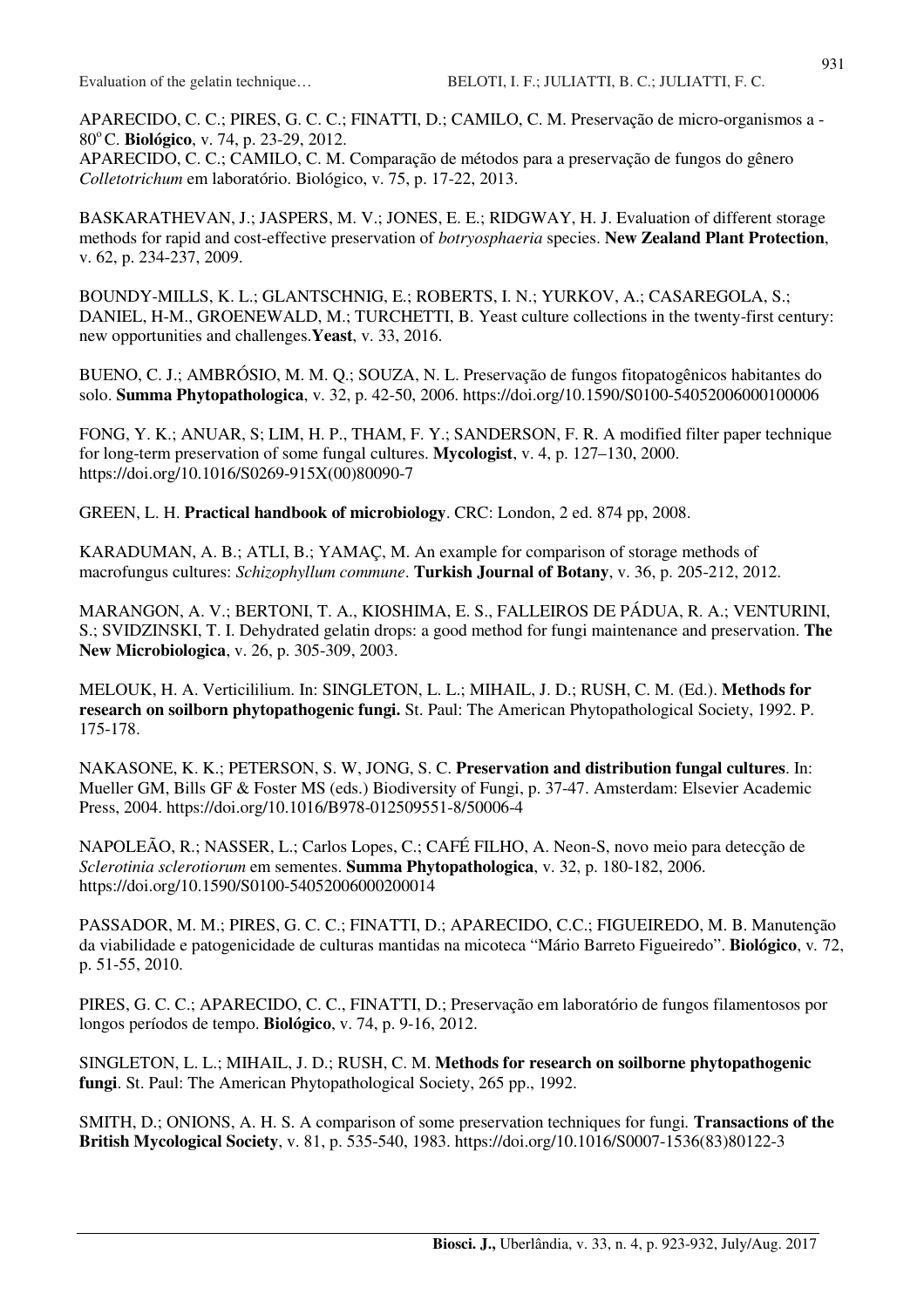APARECIDO, C. C.; PIRES, G. C. C.; FINATTI, D.; CAMILO, C. M. Preservação de micro-organismos a -80°C. **Biológico**, v. 74, p. 23-29, 2012.
APARECIDO, C. C.; CAMILO, C. M. Comparação de métodos para a preservação de fungos do gênero *Colletotrichum* em laboratório. Biológico, v. 75, p. 17-22, 2013.

BASKARATHEVAN, J.; JASPERS, M. V.; JONES, E. E.; RIDGWAY, H. J. Evaluation of different storage methods for rapid and cost-effective preservation of *botryosphaeria* species. **New Zealand Plant Protection**, v. 62, p. 234-237, 2009.

BOUNDY-MILLS, K. L.; GLANTSCHNIG, E.; ROBERTS, I. N.; YURKOV, A.; CASAREGOLA, S.; DANIEL, H-M., GROENEWALD, M.; TURCHETTI, B. Yeast culture collections in the twenty-first century: new opportunities and challenges.**Yeast**, v. 33, 2016.

BUENO, C. J.; AMBRÓSIO, M. M. Q.; SOUZA, N. L. Preservação de fungos fitopatogênicos habitantes do solo. **Summa Phytopathologica**, v. 32, p. 42-50, 2006. https://doi.org/10.1590/S0100-54052006000100006

FONG, Y. K.; ANUAR, S; LIM, H. P., THAM, F. Y.; SANDERSON, F. R. A modified filter paper technique for long-term preservation of some fungal cultures. **Mycologist**, v. 4, p. 127–130, 2000. https://doi.org/10.1016/S0269-915X(00)80090-7

GREEN, L. H. **Practical handbook of microbiology**. CRC: London, 2 ed. 874 pp, 2008.

KARADUMAN, A. B.; ATLI, B.; YAMAÇ, M. An example for comparison of storage methods of macrofungus cultures: *Schizophyllum commune*. **Turkish Journal of Botany**, v. 36, p. 205-212, 2012.

MARANGON, A. V.; BERTONI, T. A., KIOSHIMA, E. S., FALLEIROS DE PÁDUA, R. A.; VENTURINI, S.; SVIDZINSKI, T. I. Dehydrated gelatin drops: a good method for fungi maintenance and preservation. **The New Microbiologica**, v. 26, p. 305-309, 2003.

MELOUK, H. A. Verticililium. In: SINGLETON, L. L.; MIHAIL, J. D.; RUSH, C. M. (Ed.). **Methods for research on soilborn phytopathogenic fungi.** St. Paul: The American Phytopathological Society, 1992. P. 175-178.

NAKASONE, K. K.; PETERSON, S. W, JONG, S. C. **Preservation and distribution fungal cultures**. In: Mueller GM, Bills GF & Foster MS (eds.) Biodiversity of Fungi, p. 37-47. Amsterdam: Elsevier Academic Press, 2004. https://doi.org/10.1016/B978-012509551-8/50006-4

NAPOLEÃO, R.; NASSER, L.; Carlos Lopes, C.; CAFÉ FILHO, A. Neon-S, novo meio para detecção de *Sclerotinia sclerotiorum* em sementes. **Summa Phytopathologica**, v. 32, p. 180-182, 2006. https://doi.org/10.1590/S0100-54052006000200014

PASSADOR, M. M.; PIRES, G. C. C.; FINATTI, D.; APARECIDO, C.C.; FIGUEIREDO, M. B. Manutenção da viabilidade e patogenicidade de culturas mantidas na micoteca "Mário Barreto Figueiredo". **Biológico**, v. 72, p. 51-55, 2010.

PIRES, G. C. C.; APARECIDO, C. C., FINATTI, D.; Preservação em laboratório de fungos filamentosos por longos períodos de tempo. **Biológico**, v. 74, p. 9-16, 2012.

SINGLETON, L. L.; MIHAIL, J. D.; RUSH, C. M. **Methods for research on soilborne phytopathogenic fungi**. St. Paul: The American Phytopathological Society, 265 pp., 1992.

SMITH, D.; ONIONS, A. H. S. A comparison of some preservation techniques for fungi. **Transactions of the British Mycological Society**, v. 81, p. 535-540, 1983. https://doi.org/10.1016/S0007-1536(83)80122-3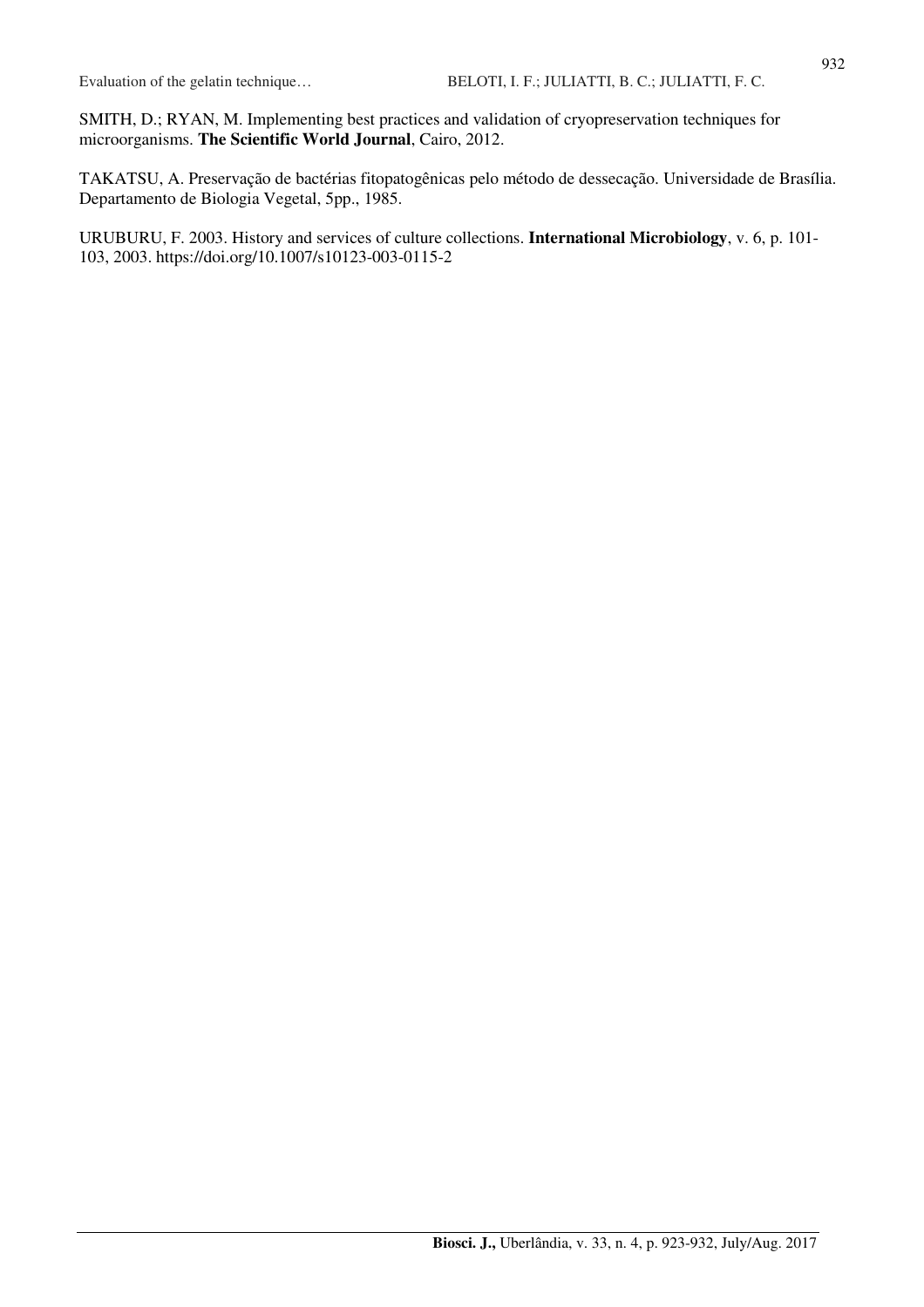SMITH, D.; RYAN, M. Implementing best practices and validation of cryopreservation techniques for microorganisms. **The Scientific World Journal**, Cairo, 2012.

TAKATSU, A. Preservação de bactérias fitopatogênicas pelo método de dessecação. Universidade de Brasília. Departamento de Biologia Vegetal, 5pp., 1985.

URUBURU, F. 2003. History and services of culture collections. **International Microbiology**, v. 6, p. 101-103, 2003. https://doi.org/10.1007/s10123-003-0115-2